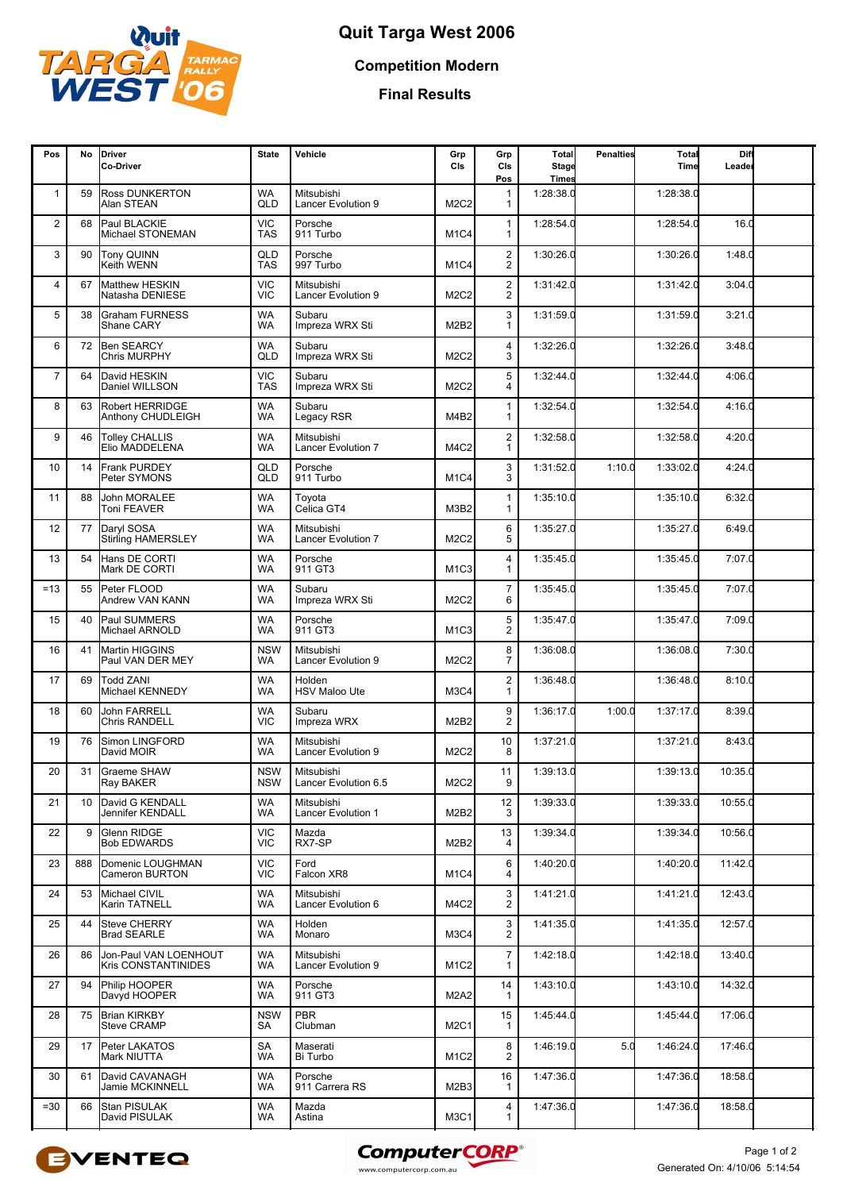# Quit Targa West 2006

## Competition Modern

## Final Results

| Pos | No | Driver<br>Co-Driver | State | Vehicle | Grp Cls | Grp Cls Pos | Total Stage Times | Penalties | Total Time | Diff Leader |
|---|---|---|---|---|---|---|---|---|---|---|
| 1 | 59 | Ross DUNKERTON<br>Alan STEAN | WA<br>QLD | Mitsubishi<br>Lancer Evolution 9 | M2C2 | 1<br>1 | 1:28:38.0 | | 1:28:38.0 | |
| 2 | 68 | Paul BLACKIE<br>Michael STONEMAN | VIC<br>TAS | Porsche<br>911 Turbo | M1C4 | 1<br>1 | 1:28:54.0 | | 1:28:54.0 | 16.0 |
| 3 | 90 | Tony QUINN<br>Keith WENN | QLD<br>TAS | Porsche<br>997 Turbo | M1C4 | 2<br>2 | 1:30:26.0 | | 1:30:26.0 | 1:48.0 |
| 4 | 67 | Matthew HESKIN<br>Natasha DENIESE | VIC<br>VIC | Mitsubishi<br>Lancer Evolution 9 | M2C2 | 2<br>2 | 1:31:42.0 | | 1:31:42.0 | 3:04.0 |
| 5 | 38 | Graham FURNESS<br>Shane CARY | WA<br>WA | Subaru<br>Impreza WRX Sti | M2B2 | 3<br>1 | 1:31:59.0 | | 1:31:59.0 | 3:21.0 |
| 6 | 72 | Ben SEARCY<br>Chris MURPHY | WA<br>QLD | Subaru<br>Impreza WRX Sti | M2C2 | 4<br>3 | 1:32:26.0 | | 1:32:26.0 | 3:48.0 |
| 7 | 64 | David HESKIN<br>Daniel WILLSON | VIC<br>TAS | Subaru<br>Impreza WRX Sti | M2C2 | 5<br>4 | 1:32:44.0 | | 1:32:44.0 | 4:06.0 |
| 8 | 63 | Robert HERRIDGE<br>Anthony CHUDLEIGH | WA<br>WA | Subaru<br>Legacy RSR | M4B2 | 1<br>1 | 1:32:54.0 | | 1:32:54.0 | 4:16.0 |
| 9 | 46 | Tolley CHALLIS<br>Elio MADDELENA | WA<br>WA | Mitsubishi<br>Lancer Evolution 7 | M4C2 | 2<br>1 | 1:32:58.0 | | 1:32:58.0 | 4:20.0 |
| 10 | 14 | Frank PURDEY<br>Peter SYMONS | QLD<br>QLD | Porsche<br>911 Turbo | M1C4 | 3<br>3 | 1:31:52.0 | 1:10.0 | 1:33:02.0 | 4:24.0 |
| 11 | 88 | John MORALEE<br>Toni FEAVER | WA<br>WA | Toyota<br>Celica GT4 | M3B2 | 1<br>1 | 1:35:10.0 | | 1:35:10.0 | 6:32.0 |
| 12 | 77 | Daryl SOSA<br>Stirling HAMERSLEY | WA<br>WA | Mitsubishi<br>Lancer Evolution 7 | M2C2 | 6<br>5 | 1:35:27.0 | | 1:35:27.0 | 6:49.0 |
| 13 | 54 | Hans DE CORTI<br>Mark DE CORTI | WA<br>WA | Porsche<br>911 GT3 | M1C3 | 4<br>1 | 1:35:45.0 | | 1:35:45.0 | 7:07.0 |
| =13 | 55 | Peter FLOOD<br>Andrew VAN KANN | WA<br>WA | Subaru<br>Impreza WRX Sti | M2C2 | 7<br>6 | 1:35:45.0 | | 1:35:45.0 | 7:07.0 |
| 15 | 40 | Paul SUMMERS<br>Michael ARNOLD | WA<br>WA | Porsche<br>911 GT3 | M1C3 | 5<br>2 | 1:35:47.0 | | 1:35:47.0 | 7:09.0 |
| 16 | 41 | Martin HIGGINS<br>Paul VAN DER MEY | NSW<br>WA | Mitsubishi<br>Lancer Evolution 9 | M2C2 | 8<br>7 | 1:36:08.0 | | 1:36:08.0 | 7:30.0 |
| 17 | 69 | Todd ZANI<br>Michael KENNEDY | WA<br>WA | Holden<br>HSV Maloo Ute | M3C4 | 2<br>1 | 1:36:48.0 | | 1:36:48.0 | 8:10.0 |
| 18 | 60 | John FARRELL<br>Chris RANDELL | WA<br>VIC | Subaru<br>Impreza WRX | M2B2 | 9<br>2 | 1:36:17.0 | 1:00.0 | 1:37:17.0 | 8:39.0 |
| 19 | 76 | Simon LINGFORD<br>David MOIR | WA<br>WA | Mitsubishi<br>Lancer Evolution 9 | M2C2 | 10<br>8 | 1:37:21.0 | | 1:37:21.0 | 8:43.0 |
| 20 | 31 | Graeme SHAW<br>Ray BAKER | NSW<br>NSW | Mitsubishi<br>Lancer Evolution 6.5 | M2C2 | 11<br>9 | 1:39:13.0 | | 1:39:13.0 | 10:35.0 |
| 21 | 10 | David G KENDALL<br>Jennifer KENDALL | WA<br>WA | Mitsubishi<br>Lancer Evolution 1 | M2B2 | 12<br>3 | 1:39:33.0 | | 1:39:33.0 | 10:55.0 |
| 22 | 9 | Glenn RIDGE<br>Bob EDWARDS | VIC<br>VIC | Mazda<br>RX7-SP | M2B2 | 13<br>4 | 1:39:34.0 | | 1:39:34.0 | 10:56.0 |
| 23 | 888 | Domenic LOUGHMAN<br>Cameron BURTON | VIC<br>VIC | Ford<br>Falcon XR8 | M1C4 | 6<br>4 | 1:40:20.0 | | 1:40:20.0 | 11:42.0 |
| 24 | 53 | Michael CIVIL<br>Karin TATNELL | WA<br>WA | Mitsubishi<br>Lancer Evolution 6 | M4C2 | 3<br>2 | 1:41:21.0 | | 1:41:21.0 | 12:43.0 |
| 25 | 44 | Steve CHERRY<br>Brad SEARLE | WA<br>WA | Holden<br>Monaro | M3C4 | 3<br>2 | 1:41:35.0 | | 1:41:35.0 | 12:57.0 |
| 26 | 86 | Jon-Paul VAN LOENHOUT<br>Kris CONSTANTINIDES | WA<br>WA | Mitsubishi<br>Lancer Evolution 9 | M1C2 | 7<br>1 | 1:42:18.0 | | 1:42:18.0 | 13:40.0 |
| 27 | 94 | Philip HOOPER<br>Davyd HOOPER | WA<br>WA | Porsche<br>911 GT3 | M2A2 | 14<br>1 | 1:43:10.0 | | 1:43:10.0 | 14:32.0 |
| 28 | 75 | Brian KIRKBY<br>Steve CRAMP | NSW<br>SA | PBR<br>Clubman | M2C1 | 15<br>1 | 1:45:44.0 | | 1:45:44.0 | 17:06.0 |
| 29 | 17 | Peter LAKATOS<br>Mark NIUTTA | SA<br>WA | Maserati<br>Bi Turbo | M1C2 | 8<br>2 | 1:46:19.0 | 5.0 | 1:46:24.0 | 17:46.0 |
| 30 | 61 | David CAVANAGH<br>Jamie MCKINNELL | WA<br>WA | Porsche<br>911 Carrera RS | M2B3 | 16<br>1 | 1:47:36.0 | | 1:47:36.0 | 18:58.0 |
| =30 | 66 | Stan PISULAK<br>David PISULAK | WA<br>WA | Mazda<br>Astina | M3C1 | 4<br>1 | 1:47:36.0 | | 1:47:36.0 | 18:58.0 |

Generated On: 4/10/06 5:14:54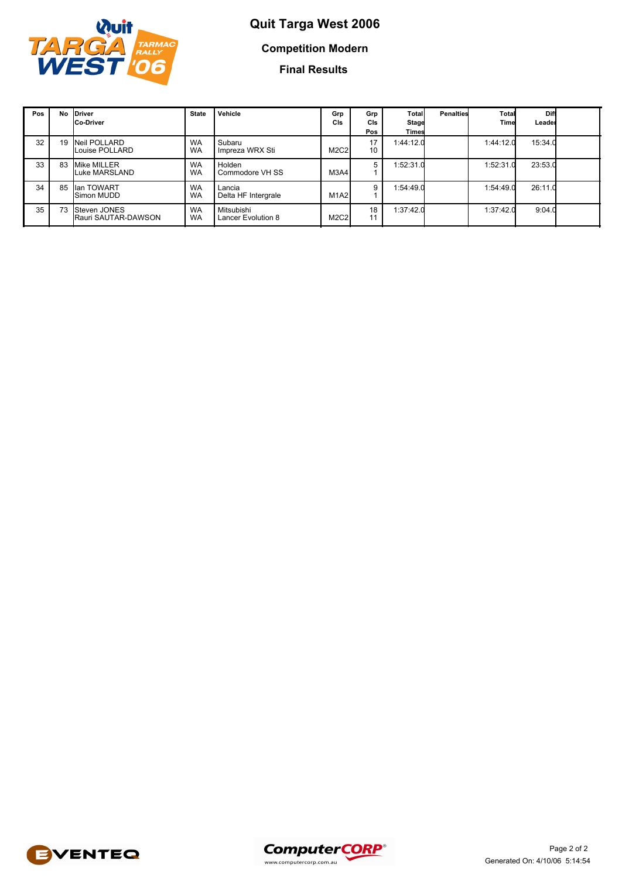# Quit Targa West 2006

## Competition Modern

### Final Results

| Pos | No | Driver<br>Co-Driver | State | Vehicle | Grp Cls | Grp Cls Pos | Total Stage Times | Penalties | Total Time | Diff Leader |
|---|---|---|---|---|---|---|---|---|---|---|
| 32 | 19 | Neil POLLARD<br>Louise POLLARD | WA<br>WA | Subaru<br>Impreza WRX Sti | M2C2 | 17<br>10 | 1:44:12.0 | | 1:44:12.0 | 15:34.0 |
| 33 | 83 | Mike MILLER<br>Luke MARSLAND | WA<br>WA | Holden<br>Commodore VH SS | M3A4 | 5<br>1 | 1:52:31.0 | | 1:52:31.0 | 23:53.0 |
| 34 | 85 | Ian TOWART<br>Simon MUDD | WA<br>WA | Lancia<br>Delta HF Intergrale | M1A2 | 9<br>1 | 1:54:49.0 | | 1:54:49.0 | 26:11.0 |
| 35 | 73 | Steven JONES<br>Rauri SAUTAR-DAWSON | WA<br>WA | Mitsubishi<br>Lancer Evolution 8 | M2C2 | 18<br>11 | 1:37:42.0 | | 1:37:42.0 | 9:04.0 |

Generated On: 4/10/06 5:14:54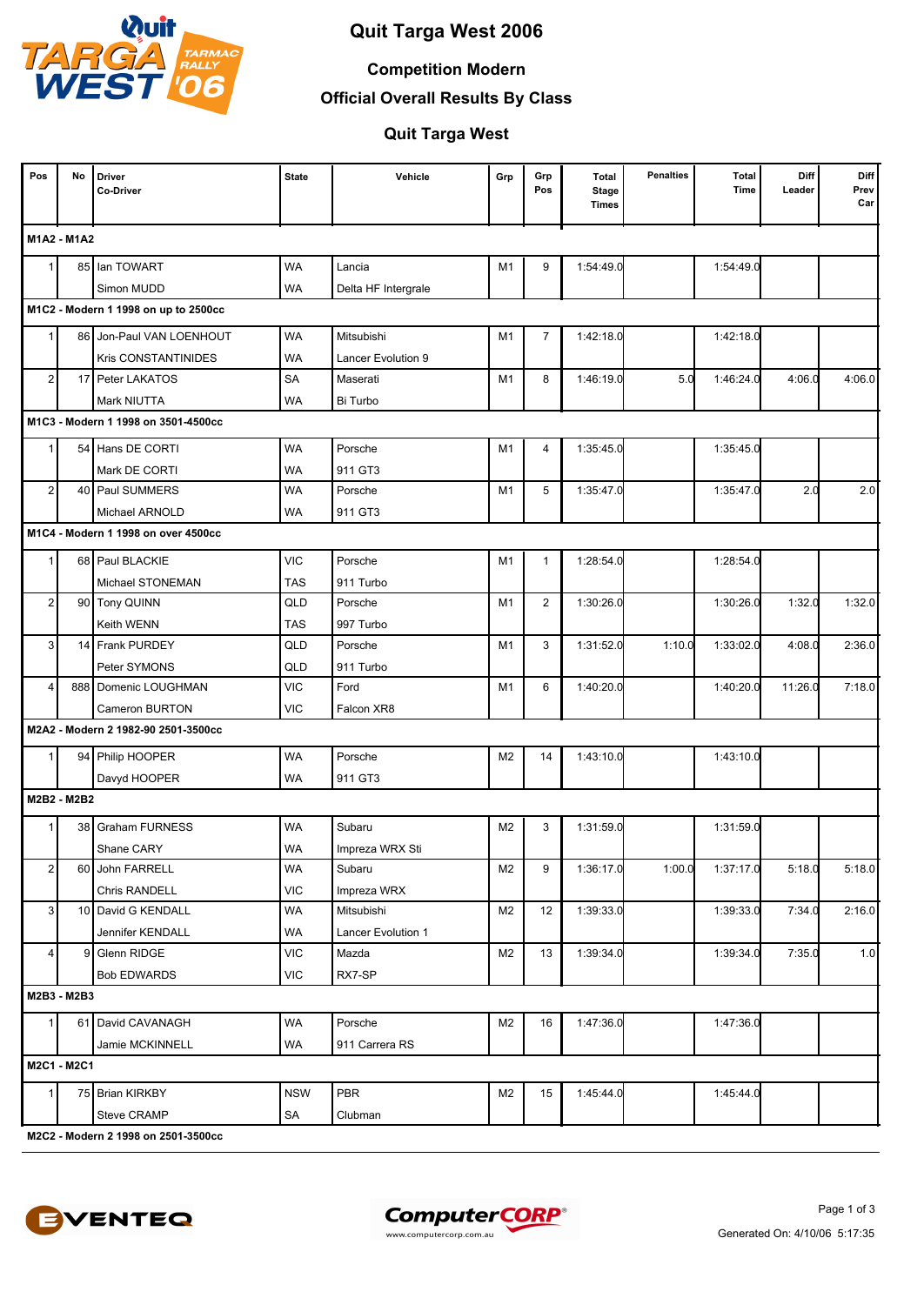# Quit Targa West 2006

## Competition Modern

## Official Overall Results By Class

## Quit Targa West

| Pos | No | Driver<br>Co-Driver | State | Vehicle | Grp | Grp Pos | Total Stage Times | Penalties | Total Time | Diff Leader | Diff Prev Car |
|---|---|---|---|---|---|---|---|---|---|---|---|
| **M1A2 - M1A2** | | | | | | | | | | | |
| 1 | 85 | Ian TOWART | WA | Lancia | M1 | 9 | 1:54:49.0 | | 1:54:49.0 | | |
| | | Simon MUDD | WA | Delta HF Intergrale | | | | | | | |
| **M1C2 - Modern 1 1998 on up to 2500cc** | | | | | | | | | | | |
| 1 | 86 | Jon-Paul VAN LOENHOUT | WA | Mitsubishi | M1 | 7 | 1:42:18.0 | | 1:42:18.0 | | |
| | | Kris CONSTANTINIDES | WA | Lancer Evolution 9 | | | | | | | |
| 2 | 17 | Peter LAKATOS | SA | Maserati | M1 | 8 | 1:46:19.0 | 5.0 | 1:46:24.0 | 4:06.0 | 4:06.0 |
| | | Mark NIUTTA | WA | Bi Turbo | | | | | | | |
| **M1C3 - Modern 1 1998 on 3501-4500cc** | | | | | | | | | | | |
| 1 | 54 | Hans DE CORTI | WA | Porsche | M1 | 4 | 1:35:45.0 | | 1:35:45.0 | | |
| | | Mark DE CORTI | WA | 911 GT3 | | | | | | | |
| 2 | 40 | Paul SUMMERS | WA | Porsche | M1 | 5 | 1:35:47.0 | | 1:35:47.0 | 2.0 | 2.0 |
| | | Michael ARNOLD | WA | 911 GT3 | | | | | | | |
| **M1C4 - Modern 1 1998 on over 4500cc** | | | | | | | | | | | |
| 1 | 68 | Paul BLACKIE | VIC | Porsche | M1 | 1 | 1:28:54.0 | | 1:28:54.0 | | |
| | | Michael STONEMAN | TAS | 911 Turbo | | | | | | | |
| 2 | 90 | Tony QUINN | QLD | Porsche | M1 | 2 | 1:30:26.0 | | 1:30:26.0 | 1:32.0 | 1:32.0 |
| | | Keith WENN | TAS | 997 Turbo | | | | | | | |
| 3 | 14 | Frank PURDEY | QLD | Porsche | M1 | 3 | 1:31:52.0 | 1:10.0 | 1:33:02.0 | 4:08.0 | 2:36.0 |
| | | Peter SYMONS | QLD | 911 Turbo | | | | | | | |
| 4 | 888 | Domenic LOUGHMAN | VIC | Ford | M1 | 6 | 1:40:20.0 | | 1:40:20.0 | 11:26.0 | 7:18.0 |
| | | Cameron BURTON | VIC | Falcon XR8 | | | | | | | |
| **M2A2 - Modern 2 1982-90 2501-3500cc** | | | | | | | | | | | |
| 1 | 94 | Philip HOOPER | WA | Porsche | M2 | 14 | 1:43:10.0 | | 1:43:10.0 | | |
| | | Davyd HOOPER | WA | 911 GT3 | | | | | | | |
| **M2B2 - M2B2** | | | | | | | | | | | |
| 1 | 38 | Graham FURNESS | WA | Subaru | M2 | 3 | 1:31:59.0 | | 1:31:59.0 | | |
| | | Shane CARY | WA | Impreza WRX Sti | | | | | | | |
| 2 | 60 | John FARRELL | WA | Subaru | M2 | 9 | 1:36:17.0 | 1:00.0 | 1:37:17.0 | 5:18.0 | 5:18.0 |
| | | Chris RANDELL | VIC | Impreza WRX | | | | | | | |
| 3 | 10 | David G KENDALL | WA | Mitsubishi | M2 | 12 | 1:39:33.0 | | 1:39:33.0 | 7:34.0 | 2:16.0 |
| | | Jennifer KENDALL | WA | Lancer Evolution 1 | | | | | | | |
| 4 | 9 | Glenn RIDGE | VIC | Mazda | M2 | 13 | 1:39:34.0 | | 1:39:34.0 | 7:35.0 | 1.0 |
| | | Bob EDWARDS | VIC | RX7-SP | | | | | | | |
| **M2B3 - M2B3** | | | | | | | | | | | |
| 1 | 61 | David CAVANAGH | WA | Porsche | M2 | 16 | 1:47:36.0 | | 1:47:36.0 | | |
| | | Jamie MCKINNELL | WA | 911 Carrera RS | | | | | | | |
| **M2C1 - M2C1** | | | | | | | | | | | |
| 1 | 75 | Brian KIRKBY | NSW | PBR | M2 | 15 | 1:45:44.0 | | 1:45:44.0 | | |
| | | Steve CRAMP | SA | Clubman | | | | | | | |
| **M2C2 - Modern 2 1998 on 2501-3500cc** | | | | | | | | | | | |

Generated On: 4/10/06 5:17:35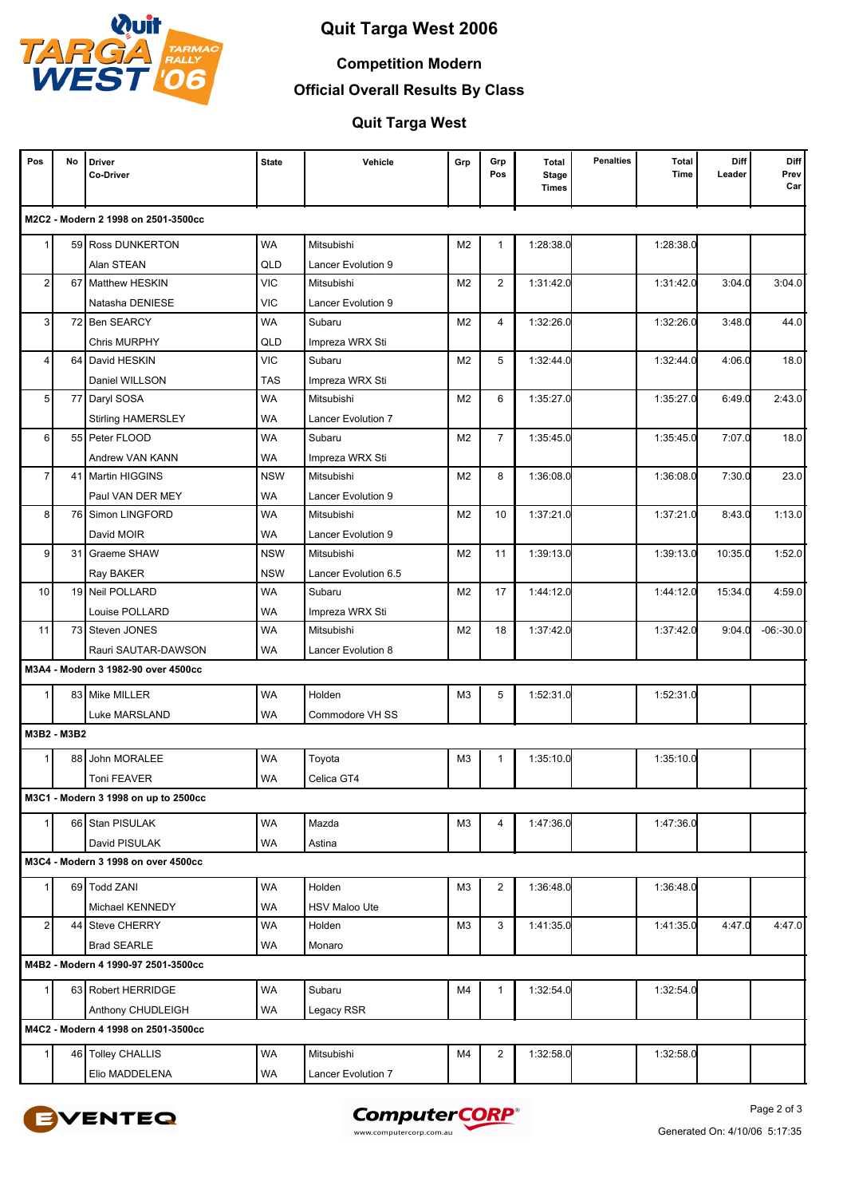# Quit Targa West 2006

## Competition Modern

## Official Overall Results By Class

## Quit Targa West

| Pos | No | Driver<br>Co-Driver | State | Vehicle | Grp | Grp Pos | Total Stage Times | Penalties | Total Time | Diff Leader | Diff Prev Car |
|---|---|---|---|---|---|---|---|---|---|---|---|
| **M2C2 - Modern 2 1998 on 2501-3500cc** | | | | | | | | | | | |
| 1 | 59 | Ross DUNKERTON<br>Alan STEAN | WA<br>QLD | Mitsubishi<br>Lancer Evolution 9 | M2 | 1 | 1:28:38.0 | | 1:28:38.0 | | |
| 2 | 67 | Matthew HESKIN<br>Natasha DENIESE | VIC<br>VIC | Mitsubishi<br>Lancer Evolution 9 | M2 | 2 | 1:31:42.0 | | 1:31:42.0 | 3:04.0 | 3:04.0 |
| 3 | 72 | Ben SEARCY<br>Chris MURPHY | WA<br>QLD | Subaru<br>Impreza WRX Sti | M2 | 4 | 1:32:26.0 | | 1:32:26.0 | 3:48.0 | 44.0 |
| 4 | 64 | David HESKIN<br>Daniel WILLSON | VIC<br>TAS | Subaru<br>Impreza WRX Sti | M2 | 5 | 1:32:44.0 | | 1:32:44.0 | 4:06.0 | 18.0 |
| 5 | 77 | Daryl SOSA<br>Stirling HAMERSLEY | WA<br>WA | Mitsubishi<br>Lancer Evolution 7 | M2 | 6 | 1:35:27.0 | | 1:35:27.0 | 6:49.0 | 2:43.0 |
| 6 | 55 | Peter FLOOD<br>Andrew VAN KANN | WA<br>WA | Subaru<br>Impreza WRX Sti | M2 | 7 | 1:35:45.0 | | 1:35:45.0 | 7:07.0 | 18.0 |
| 7 | 41 | Martin HIGGINS<br>Paul VAN DER MEY | NSW<br>WA | Mitsubishi<br>Lancer Evolution 9 | M2 | 8 | 1:36:08.0 | | 1:36:08.0 | 7:30.0 | 23.0 |
| 8 | 76 | Simon LINGFORD<br>David MOIR | WA<br>WA | Mitsubishi<br>Lancer Evolution 9 | M2 | 10 | 1:37:21.0 | | 1:37:21.0 | 8:43.0 | 1:13.0 |
| 9 | 31 | Graeme SHAW<br>Ray BAKER | NSW<br>NSW | Mitsubishi<br>Lancer Evolution 6.5 | M2 | 11 | 1:39:13.0 | | 1:39:13.0 | 10:35.0 | 1:52.0 |
| 10 | 19 | Neil POLLARD<br>Louise POLLARD | WA<br>WA | Subaru<br>Impreza WRX Sti | M2 | 17 | 1:44:12.0 | | 1:44:12.0 | 15:34.0 | 4:59.0 |
| 11 | 73 | Steven JONES<br>Rauri SAUTAR-DAWSON | WA<br>WA | Mitsubishi<br>Lancer Evolution 8 | M2 | 18 | 1:37:42.0 | | 1:37:42.0 | 9:04.0 | -06:-30.0 |
| **M3A4 - Modern 3 1982-90 over 4500cc** | | | | | | | | | | | |
| 1 | 83 | Mike MILLER<br>Luke MARSLAND | WA<br>WA | Holden<br>Commodore VH SS | M3 | 5 | 1:52:31.0 | | 1:52:31.0 | | |
| **M3B2 - M3B2** | | | | | | | | | | | |
| 1 | 88 | John MORALEE<br>Toni FEAVER | WA<br>WA | Toyota<br>Celica GT4 | M3 | 1 | 1:35:10.0 | | 1:35:10.0 | | |
| **M3C1 - Modern 3 1998 on up to 2500cc** | | | | | | | | | | | |
| 1 | 66 | Stan PISULAK<br>David PISULAK | WA<br>WA | Mazda<br>Astina | M3 | 4 | 1:47:36.0 | | 1:47:36.0 | | |
| **M3C4 - Modern 3 1998 on over 4500cc** | | | | | | | | | | | |
| 1 | 69 | Todd ZANI<br>Michael KENNEDY | WA<br>WA | Holden<br>HSV Maloo Ute | M3 | 2 | 1:36:48.0 | | 1:36:48.0 | | |
| 2 | 44 | Steve CHERRY<br>Brad SEARLE | WA<br>WA | Holden<br>Monaro | M3 | 3 | 1:41:35.0 | | 1:41:35.0 | 4:47.0 | 4:47.0 |
| **M4B2 - Modern 4 1990-97 2501-3500cc** | | | | | | | | | | | |
| 1 | 63 | Robert HERRIDGE<br>Anthony CHUDLEIGH | WA<br>WA | Subaru<br>Legacy RSR | M4 | 1 | 1:32:54.0 | | 1:32:54.0 | | |
| **M4C2 - Modern 4 1998 on 2501-3500cc** | | | | | | | | | | | |
| 1 | 46 | Tolley CHALLIS<br>Elio MADDELENA | WA<br>WA | Mitsubishi<br>Lancer Evolution 7 | M4 | 2 | 1:32:58.0 | | 1:32:58.0 | | |

Generated On: 4/10/06 5:17:35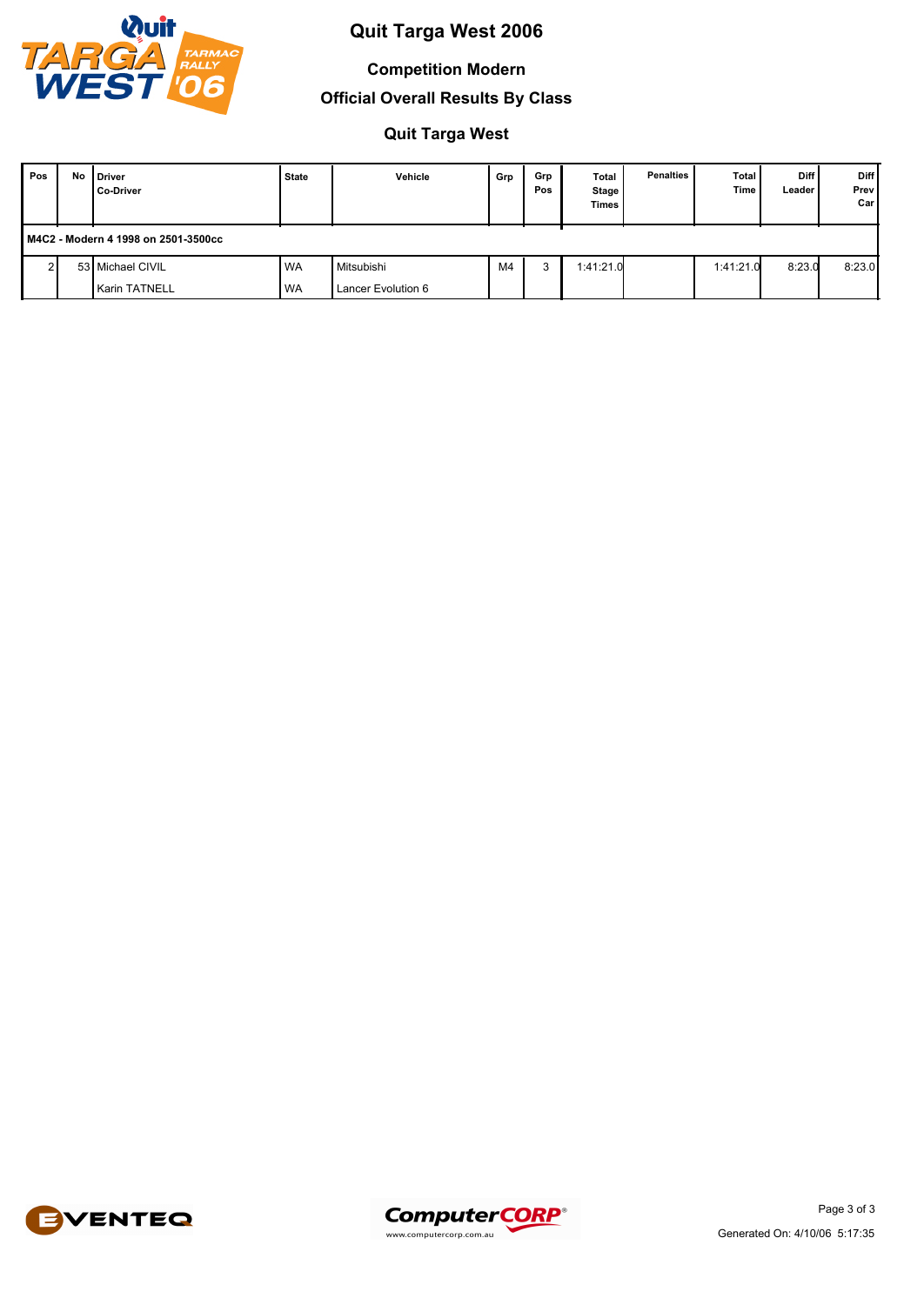# Quit Targa West 2006

## Competition Modern

## Official Overall Results By Class

### Quit Targa West

| Pos | No | Driver<br>Co-Driver | State | Vehicle | Grp | Grp Pos | Total Stage Times | Penalties | Total Time | Diff Leader | Diff Prev Car |
|---|---|---|---|---|---|---|---|---|---|---|---|
| **M4C2 - Modern 4 1998 on 2501-3500cc** | | | | | | | | | | | |
| 2 | 53 | Michael CIVIL<br>Karin TATNELL | WA<br>WA | Mitsubishi<br>Lancer Evolution 6 | M4 | 3 | 1:41:21.0 | | 1:41:21.0 | 8:23.0 | 8:23.0 |

Generated On: 4/10/06 5:17:35